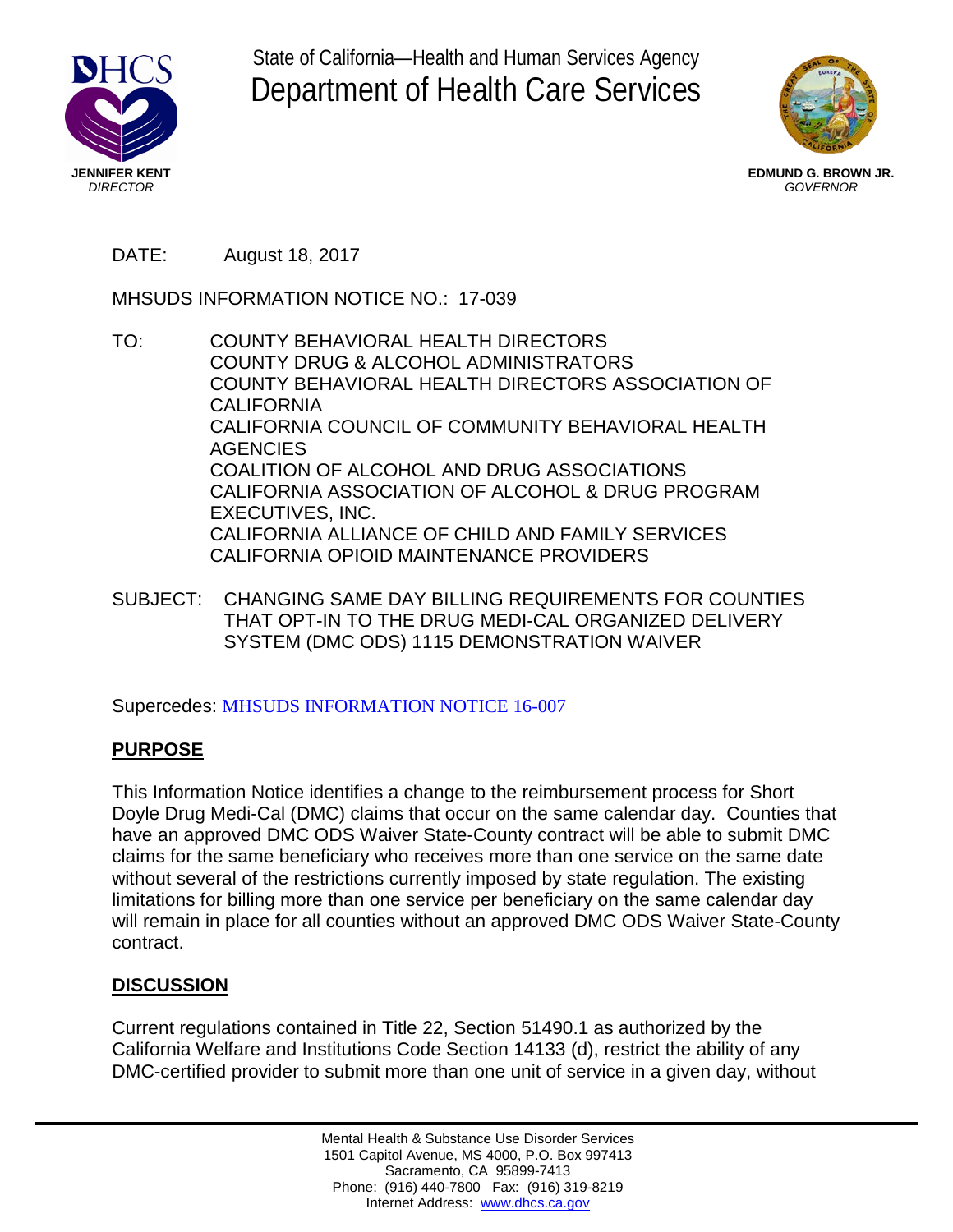State of California—Health and Human Services Agency

# Department of Health Care Services

**JENNIFER KENT**
*DIRECTOR*

**EDMUND G. BROWN JR.**
*GOVERNOR*

DATE: August 18, 2017

MHSUDS INFORMATION NOTICE NO.: 17-039

TO: COUNTY BEHAVIORAL HEALTH DIRECTORS
COUNTY DRUG & ALCOHOL ADMINISTRATORS
COUNTY BEHAVIORAL HEALTH DIRECTORS ASSOCIATION OF CALIFORNIA
CALIFORNIA COUNCIL OF COMMUNITY BEHAVIORAL HEALTH AGENCIES
COALITION OF ALCOHOL AND DRUG ASSOCIATIONS
CALIFORNIA ASSOCIATION OF ALCOHOL & DRUG PROGRAM EXECUTIVES, INC.
CALIFORNIA ALLIANCE OF CHILD AND FAMILY SERVICES
CALIFORNIA OPIOID MAINTENANCE PROVIDERS

SUBJECT: CHANGING SAME DAY BILLING REQUIREMENTS FOR COUNTIES THAT OPT-IN TO THE DRUG MEDI-CAL ORGANIZED DELIVERY SYSTEM (DMC ODS) 1115 DEMONSTRATION WAIVER

Supercedes: MHSUDS INFORMATION NOTICE 16-007

## PURPOSE

This Information Notice identifies a change to the reimbursement process for Short Doyle Drug Medi-Cal (DMC) claims that occur on the same calendar day. Counties that have an approved DMC ODS Waiver State-County contract will be able to submit DMC claims for the same beneficiary who receives more than one service on the same date without several of the restrictions currently imposed by state regulation. The existing limitations for billing more than one service per beneficiary on the same calendar day will remain in place for all counties without an approved DMC ODS Waiver State-County contract.

## DISCUSSION

Current regulations contained in Title 22, Section 51490.1 as authorized by the California Welfare and Institutions Code Section 14133 (d), restrict the ability of any DMC-certified provider to submit more than one unit of service in a given day, without

Mental Health & Substance Use Disorder Services
1501 Capitol Avenue, MS 4000, P.O. Box 997413
Sacramento, CA 95899-7413
Phone: (916) 440-7800 Fax: (916) 319-8219
Internet Address: www.dhcs.ca.gov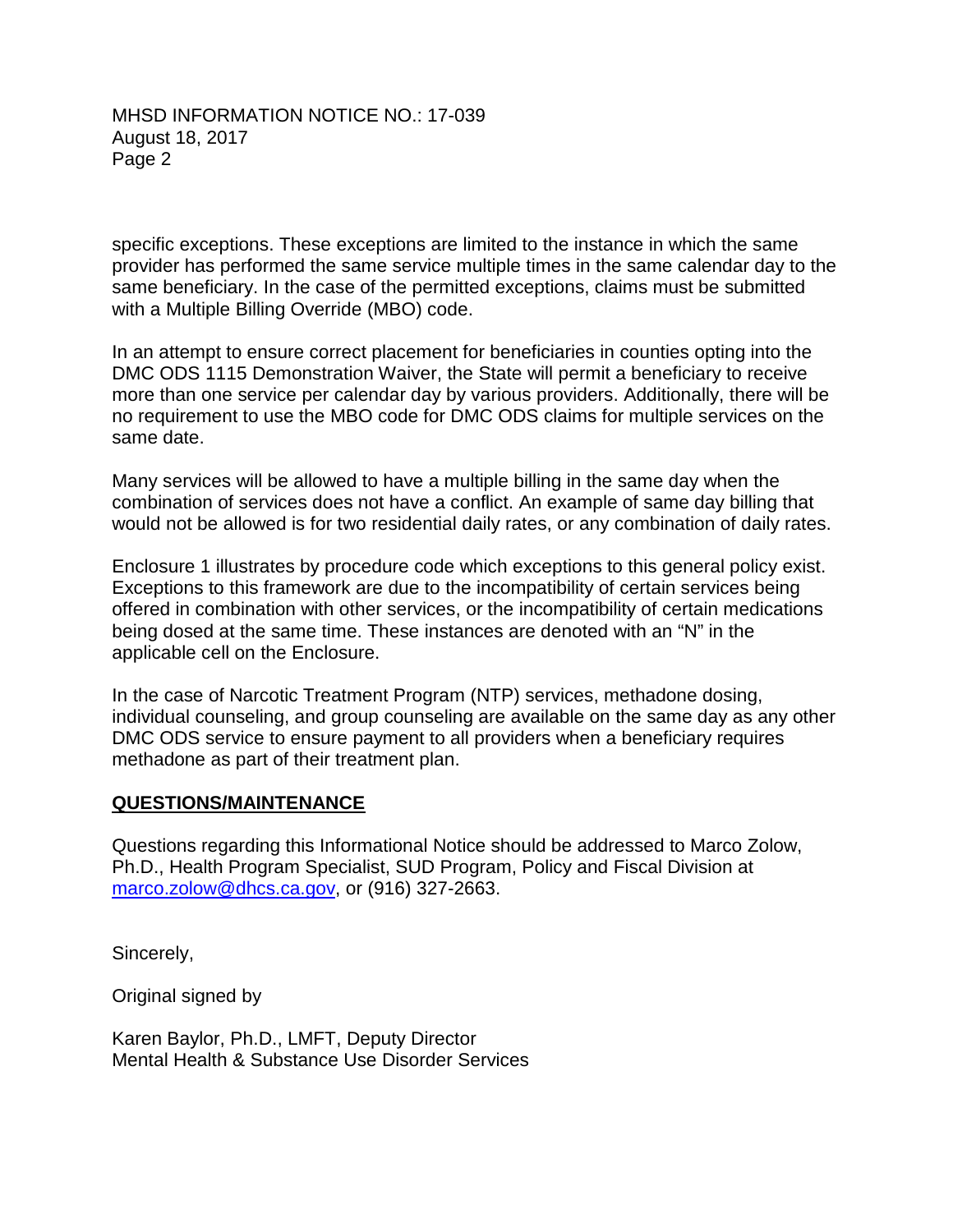specific exceptions. These exceptions are limited to the instance in which the same provider has performed the same service multiple times in the same calendar day to the same beneficiary. In the case of the permitted exceptions, claims must be submitted with a Multiple Billing Override (MBO) code.

In an attempt to ensure correct placement for beneficiaries in counties opting into the DMC ODS 1115 Demonstration Waiver, the State will permit a beneficiary to receive more than one service per calendar day by various providers. Additionally, there will be no requirement to use the MBO code for DMC ODS claims for multiple services on the same date.

Many services will be allowed to have a multiple billing in the same day when the combination of services does not have a conflict. An example of same day billing that would not be allowed is for two residential daily rates, or any combination of daily rates.

Enclosure 1 illustrates by procedure code which exceptions to this general policy exist. Exceptions to this framework are due to the incompatibility of certain services being offered in combination with other services, or the incompatibility of certain medications being dosed at the same time. These instances are denoted with an "N" in the applicable cell on the Enclosure.

In the case of Narcotic Treatment Program (NTP) services, methadone dosing, individual counseling, and group counseling are available on the same day as any other DMC ODS service to ensure payment to all providers when a beneficiary requires methadone as part of their treatment plan.

## QUESTIONS/MAINTENANCE

Questions regarding this Informational Notice should be addressed to Marco Zolow, Ph.D., Health Program Specialist, SUD Program, Policy and Fiscal Division at marco.zolow@dhcs.ca.gov, or (916) 327-2663.

Sincerely,

Original signed by

Karen Baylor, Ph.D., LMFT, Deputy Director
Mental Health & Substance Use Disorder Services